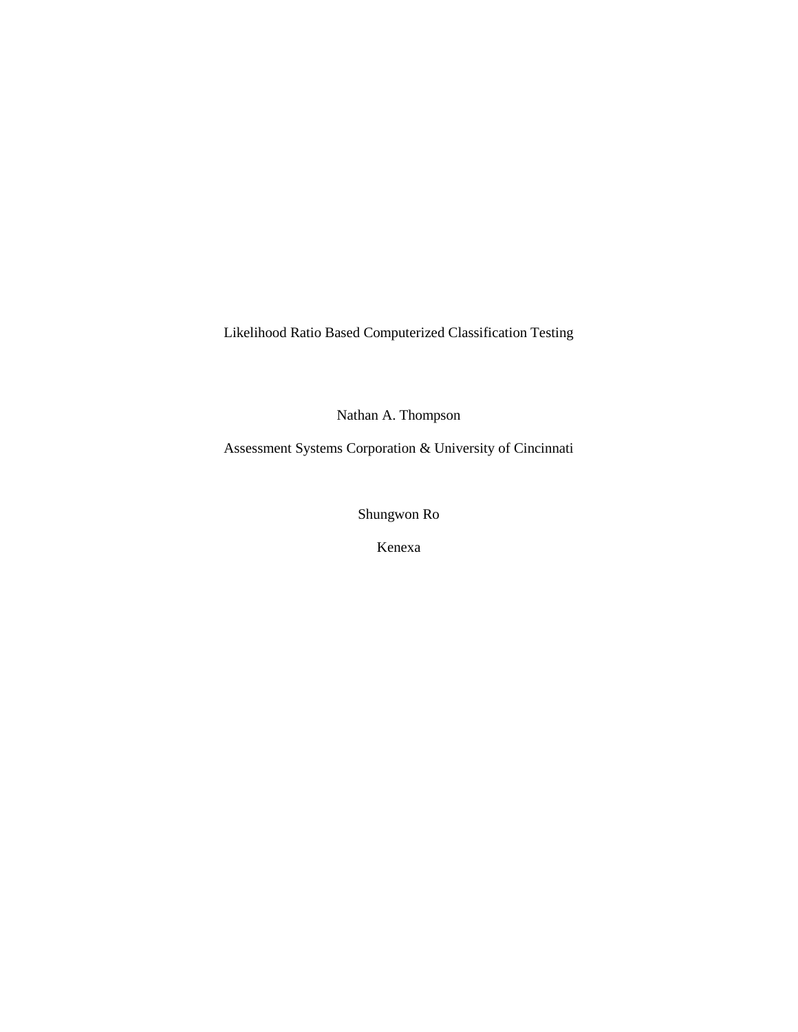# Likelihood Ratio Based Computerized Classification Testing

Nathan A. Thompson

Assessment Systems Corporation & University of Cincinnati

Shungwon Ro

Kenexa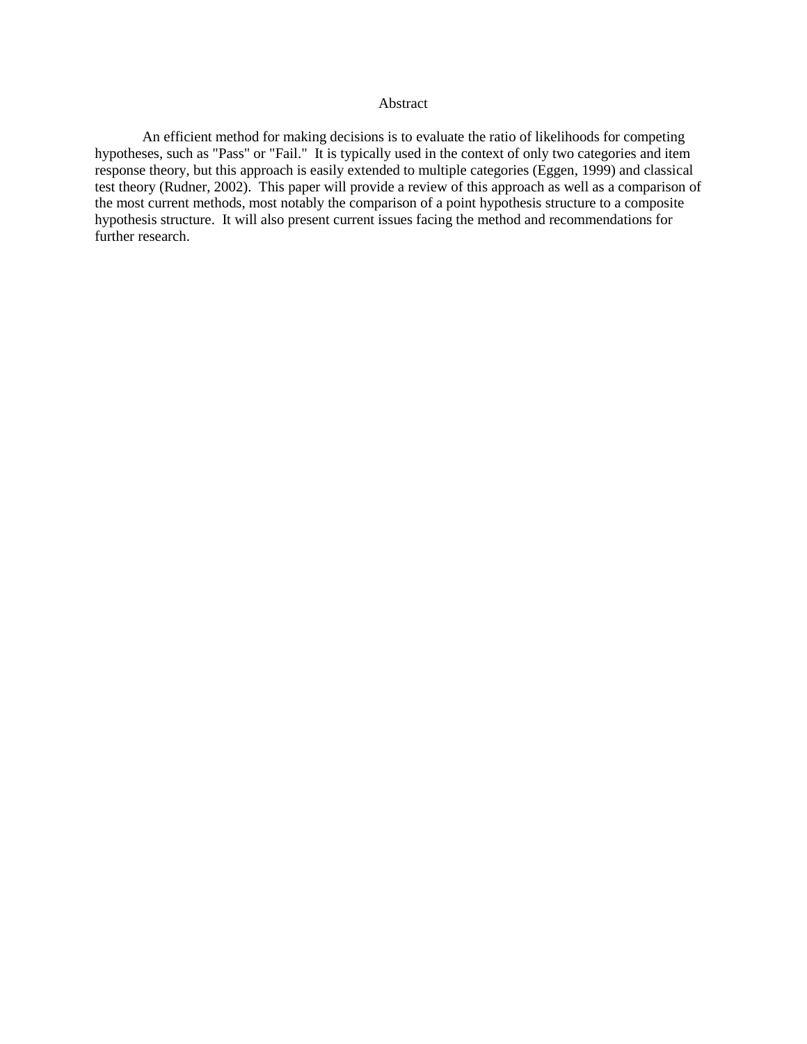# Abstract

An efficient method for making decisions is to evaluate the ratio of likelihoods for competing hypotheses, such as "Pass" or "Fail." It is typically used in the context of only two categories and item response theory, but this approach is easily extended to multiple categories (Eggen, 1999) and classical test theory (Rudner, 2002). This paper will provide a review of this approach as well as a comparison of the most current methods, most notably the comparison of a point hypothesis structure to a composite hypothesis structure. It will also present current issues facing the method and recommendations for further research.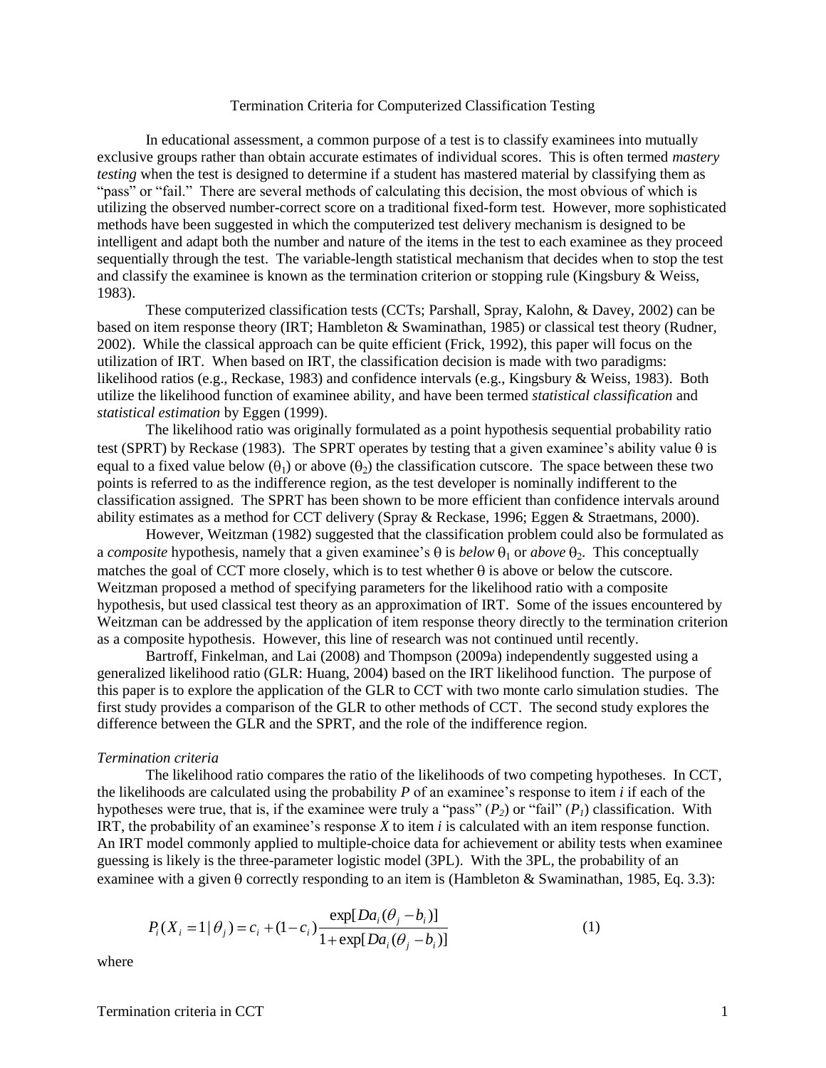Termination Criteria for Computerized Classification Testing

In educational assessment, a common purpose of a test is to classify examinees into mutually exclusive groups rather than obtain accurate estimates of individual scores. This is often termed *mastery testing* when the test is designed to determine if a student has mastered material by classifying them as "pass" or "fail." There are several methods of calculating this decision, the most obvious of which is utilizing the observed number-correct score on a traditional fixed-form test. However, more sophisticated methods have been suggested in which the computerized test delivery mechanism is designed to be intelligent and adapt both the number and nature of the items in the test to each examinee as they proceed sequentially through the test. The variable-length statistical mechanism that decides when to stop the test and classify the examinee is known as the termination criterion or stopping rule (Kingsbury & Weiss, 1983).

These computerized classification tests (CCTs; Parshall, Spray, Kalohn, & Davey, 2002) can be based on item response theory (IRT; Hambleton & Swaminathan, 1985) or classical test theory (Rudner, 2002). While the classical approach can be quite efficient (Frick, 1992), this paper will focus on the utilization of IRT. When based on IRT, the classification decision is made with two paradigms: likelihood ratios (e.g., Reckase, 1983) and confidence intervals (e.g., Kingsbury & Weiss, 1983). Both utilize the likelihood function of examinee ability, and have been termed *statistical classification* and *statistical estimation* by Eggen (1999).

The likelihood ratio was originally formulated as a point hypothesis sequential probability ratio test (SPRT) by Reckase (1983). The SPRT operates by testing that a given examinee's ability value θ is equal to a fixed value below ($\theta_1$) or above ($\theta_2$) the classification cutscore. The space between these two points is referred to as the indifference region, as the test developer is nominally indifferent to the classification assigned. The SPRT has been shown to be more efficient than confidence intervals around ability estimates as a method for CCT delivery (Spray & Reckase, 1996; Eggen & Straetmans, 2000).

However, Weitzman (1982) suggested that the classification problem could also be formulated as a *composite* hypothesis, namely that a given examinee's θ is *below* $\theta_1$ or *above* $\theta_2$. This conceptually matches the goal of CCT more closely, which is to test whether θ is above or below the cutscore. Weitzman proposed a method of specifying parameters for the likelihood ratio with a composite hypothesis, but used classical test theory as an approximation of IRT. Some of the issues encountered by Weitzman can be addressed by the application of item response theory directly to the termination criterion as a composite hypothesis. However, this line of research was not continued until recently.

Bartroff, Finkelman, and Lai (2008) and Thompson (2009a) independently suggested using a generalized likelihood ratio (GLR: Huang, 2004) based on the IRT likelihood function. The purpose of this paper is to explore the application of the GLR to CCT with two monte carlo simulation studies. The first study provides a comparison of the GLR to other methods of CCT. The second study explores the difference between the GLR and the SPRT, and the role of the indifference region.

*Termination criteria*

The likelihood ratio compares the ratio of the likelihoods of two competing hypotheses. In CCT, the likelihoods are calculated using the probability *P* of an examinee's response to item *i* if each of the hypotheses were true, that is, if the examinee were truly a "pass" ($P_2$) or "fail" ($P_1$) classification. With IRT, the probability of an examinee's response *X* to item *i* is calculated with an item response function. An IRT model commonly applied to multiple-choice data for achievement or ability tests when examinee guessing is likely is the three-parameter logistic model (3PL). With the 3PL, the probability of an examinee with a given θ correctly responding to an item is (Hambleton & Swaminathan, 1985, Eq. 3.3):

$$P_i(X_i = 1 | \theta_j) = c_i + (1 - c_i)\frac{\exp[Da_i(\theta_j - b_i)]}{1 + \exp[Da_i(\theta_j - b_i)]} \quad (1)$$

where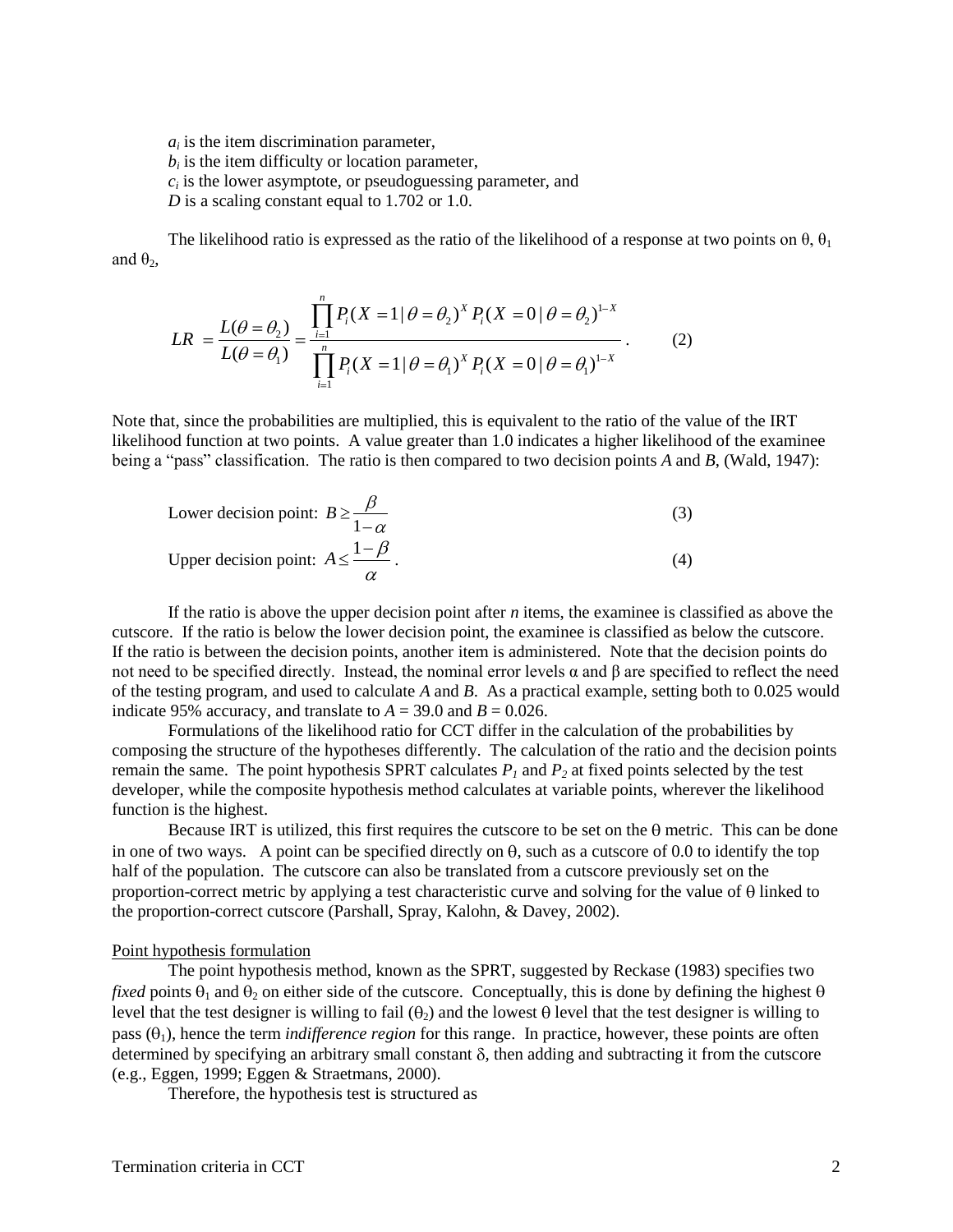$a_i$ is the item discrimination parameter,
$b_i$ is the item difficulty or location parameter,
$c_i$ is the lower asymptote, or pseudoguessing parameter, and
$D$ is a scaling constant equal to 1.702 or 1.0.

The likelihood ratio is expressed as the ratio of the likelihood of a response at two points on θ, $\theta_1$ and $\theta_2$,

$$LR = \frac{L(\theta = \theta_2)}{L(\theta = \theta_1)} = \frac{\prod_{i=1}^{n} P_i(X = 1 | \theta = \theta_2)^X \, P_i(X = 0 | \theta = \theta_2)^{1-X}}{\prod_{i=1}^{n} P_i(X = 1 | \theta = \theta_1)^X \, P_i(X = 0 | \theta = \theta_1)^{1-X}} . \qquad (2)$$

Note that, since the probabilities are multiplied, this is equivalent to the ratio of the value of the IRT likelihood function at two points. A value greater than 1.0 indicates a higher likelihood of the examinee being a "pass" classification. The ratio is then compared to two decision points *A* and *B*, (Wald, 1947):

$$\text{Lower decision point: } B \geq \frac{\beta}{1-\alpha} \qquad (3)$$

$$\text{Upper decision point: } A \leq \frac{1-\beta}{\alpha} . \qquad (4)$$

If the ratio is above the upper decision point after *n* items, the examinee is classified as above the cutscore. If the ratio is below the lower decision point, the examinee is classified as below the cutscore. If the ratio is between the decision points, another item is administered. Note that the decision points do not need to be specified directly. Instead, the nominal error levels α and β are specified to reflect the need of the testing program, and used to calculate *A* and *B*. As a practical example, setting both to 0.025 would indicate 95% accuracy, and translate to $A = 39.0$ and $B = 0.026$.

Formulations of the likelihood ratio for CCT differ in the calculation of the probabilities by composing the structure of the hypotheses differently. The calculation of the ratio and the decision points remain the same. The point hypothesis SPRT calculates $P_1$ and $P_2$ at fixed points selected by the test developer, while the composite hypothesis method calculates at variable points, wherever the likelihood function is the highest.

Because IRT is utilized, this first requires the cutscore to be set on the θ metric. This can be done in one of two ways. A point can be specified directly on θ, such as a cutscore of 0.0 to identify the top half of the population. The cutscore can also be translated from a cutscore previously set on the proportion-correct metric by applying a test characteristic curve and solving for the value of θ linked to the proportion-correct cutscore (Parshall, Spray, Kalohn, & Davey, 2002).

Point hypothesis formulation

The point hypothesis method, known as the SPRT, suggested by Reckase (1983) specifies two *fixed* points $\theta_1$ and $\theta_2$ on either side of the cutscore. Conceptually, this is done by defining the highest θ level that the test designer is willing to fail ($\theta_2$) and the lowest θ level that the test designer is willing to pass ($\theta_1$), hence the term *indifference region* for this range. In practice, however, these points are often determined by specifying an arbitrary small constant δ, then adding and subtracting it from the cutscore (e.g., Eggen, 1999; Eggen & Straetmans, 2000).

Therefore, the hypothesis test is structured as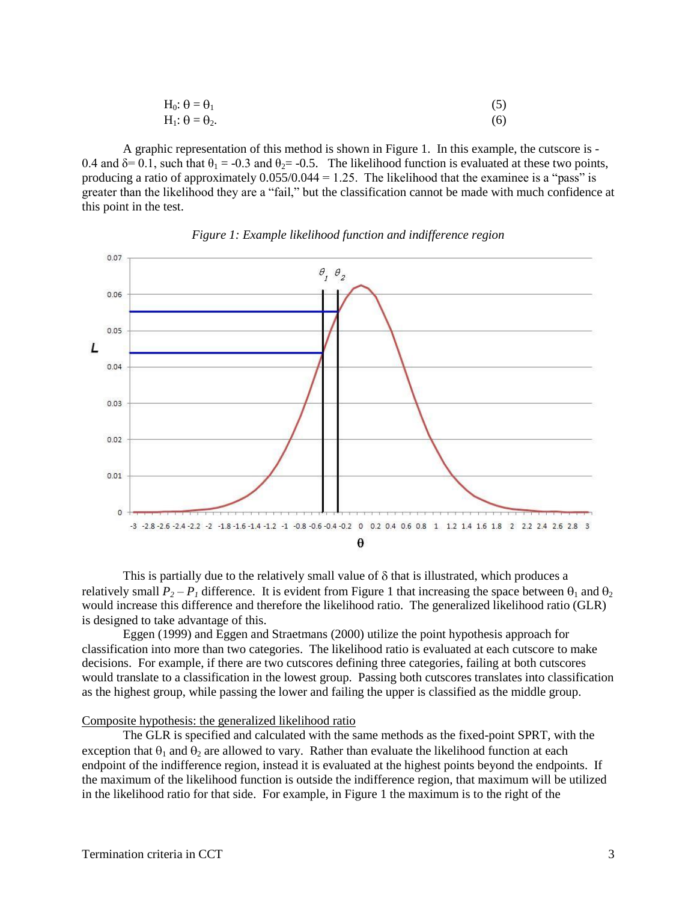$$H_0: \theta = \theta_1 \tag{5}$$

$$H_1: \theta = \theta_2. \tag{6}$$

A graphic representation of this method is shown in Figure 1. In this example, the cutscore is -0.4 and δ= 0.1, such that $\theta_1$ = -0.3 and $\theta_2$= -0.5. The likelihood function is evaluated at these two points, producing a ratio of approximately 0.055/0.044 = 1.25. The likelihood that the examinee is a "pass" is greater than the likelihood they are a "fail," but the classification cannot be made with much confidence at this point in the test.

*Figure 1: Example likelihood function and indifference region*

This is partially due to the relatively small value of δ that is illustrated, which produces a relatively small $P_2 - P_1$ difference. It is evident from Figure 1 that increasing the space between $\theta_1$ and $\theta_2$ would increase this difference and therefore the likelihood ratio. The generalized likelihood ratio (GLR) is designed to take advantage of this.

Eggen (1999) and Eggen and Straetmans (2000) utilize the point hypothesis approach for classification into more than two categories. The likelihood ratio is evaluated at each cutscore to make decisions. For example, if there are two cutscores defining three categories, failing at both cutscores would translate to a classification in the lowest group. Passing both cutscores translates into classification as the highest group, while passing the lower and failing the upper is classified as the middle group.

Composite hypothesis: the generalized likelihood ratio

The GLR is specified and calculated with the same methods as the fixed-point SPRT, with the exception that $\theta_1$ and $\theta_2$ are allowed to vary. Rather than evaluate the likelihood function at each endpoint of the indifference region, instead it is evaluated at the highest points beyond the endpoints. If the maximum of the likelihood function is outside the indifference region, that maximum will be utilized in the likelihood ratio for that side. For example, in Figure 1 the maximum is to the right of the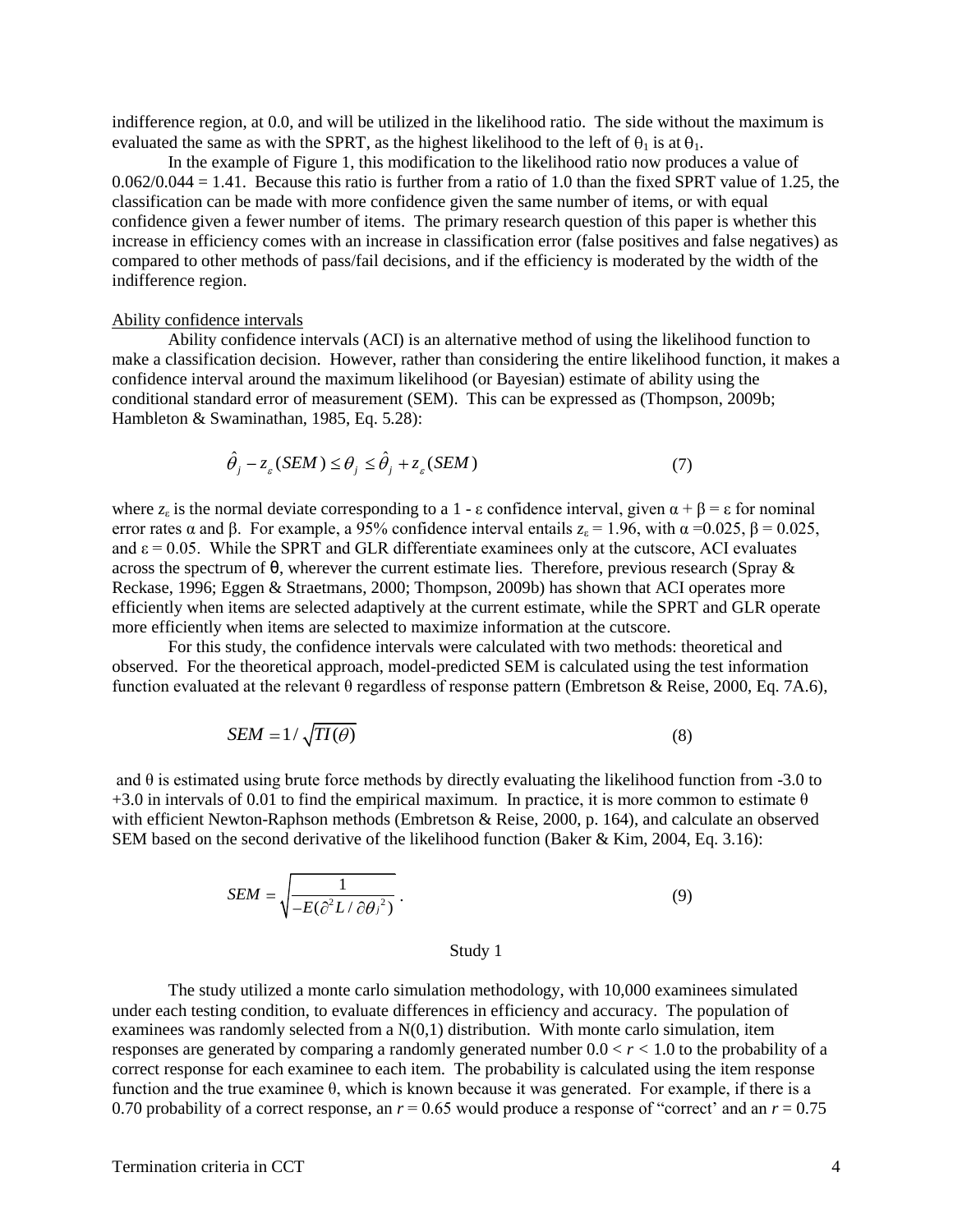indifference region, at 0.0, and will be utilized in the likelihood ratio. The side without the maximum is evaluated the same as with the SPRT, as the highest likelihood to the left of $\theta_1$ is at $\theta_1$.

In the example of Figure 1, this modification to the likelihood ratio now produces a value of $0.062/0.044 = 1.41$. Because this ratio is further from a ratio of 1.0 than the fixed SPRT value of 1.25, the classification can be made with more confidence given the same number of items, or with equal confidence given a fewer number of items. The primary research question of this paper is whether this increase in efficiency comes with an increase in classification error (false positives and false negatives) as compared to other methods of pass/fail decisions, and if the efficiency is moderated by the width of the indifference region.

### Ability confidence intervals

Ability confidence intervals (ACI) is an alternative method of using the likelihood function to make a classification decision. However, rather than considering the entire likelihood function, it makes a confidence interval around the maximum likelihood (or Bayesian) estimate of ability using the conditional standard error of measurement (SEM). This can be expressed as (Thompson, 2009b; Hambleton & Swaminathan, 1985, Eq. 5.28):

$$\hat{\theta}_j - z_\varepsilon(SEM) \le \theta_j \le \hat{\theta}_j + z_\varepsilon(SEM) \tag{7}$$

where $z_\varepsilon$ is the normal deviate corresponding to a $1 - \varepsilon$ confidence interval, given $\alpha + \beta = \varepsilon$ for nominal error rates $\alpha$ and $\beta$. For example, a 95% confidence interval entails $z_\varepsilon = 1.96$, with $\alpha = 0.025$, $\beta = 0.025$, and $\varepsilon = 0.05$. While the SPRT and GLR differentiate examinees only at the cutscore, ACI evaluates across the spectrum of $\theta$, wherever the current estimate lies. Therefore, previous research (Spray & Reckase, 1996; Eggen & Straetmans, 2000; Thompson, 2009b) has shown that ACI operates more efficiently when items are selected adaptively at the current estimate, while the SPRT and GLR operate more efficiently when items are selected to maximize information at the cutscore.

For this study, the confidence intervals were calculated with two methods: theoretical and observed. For the theoretical approach, model-predicted SEM is calculated using the test information function evaluated at the relevant $\theta$ regardless of response pattern (Embretson & Reise, 2000, Eq. 7A.6),

$$SEM = 1/\sqrt{TI(\theta)} \tag{8}$$

and $\theta$ is estimated using brute force methods by directly evaluating the likelihood function from -3.0 to +3.0 in intervals of 0.01 to find the empirical maximum. In practice, it is more common to estimate $\theta$ with efficient Newton-Raphson methods (Embretson & Reise, 2000, p. 164), and calculate an observed SEM based on the second derivative of the likelihood function (Baker & Kim, 2004, Eq. 3.16):

$$SEM = \sqrt{\frac{1}{-E(\partial^2 L / \partial \theta_j^{\,2})}}\,. \tag{9}$$

## Study 1

The study utilized a monte carlo simulation methodology, with 10,000 examinees simulated under each testing condition, to evaluate differences in efficiency and accuracy. The population of examinees was randomly selected from a N(0,1) distribution. With monte carlo simulation, item responses are generated by comparing a randomly generated number $0.0 < r < 1.0$ to the probability of a correct response for each examinee to each item. The probability is calculated using the item response function and the true examinee $\theta$, which is known because it was generated. For example, if there is a 0.70 probability of a correct response, an $r = 0.65$ would produce a response of "correct' and an $r = 0.75$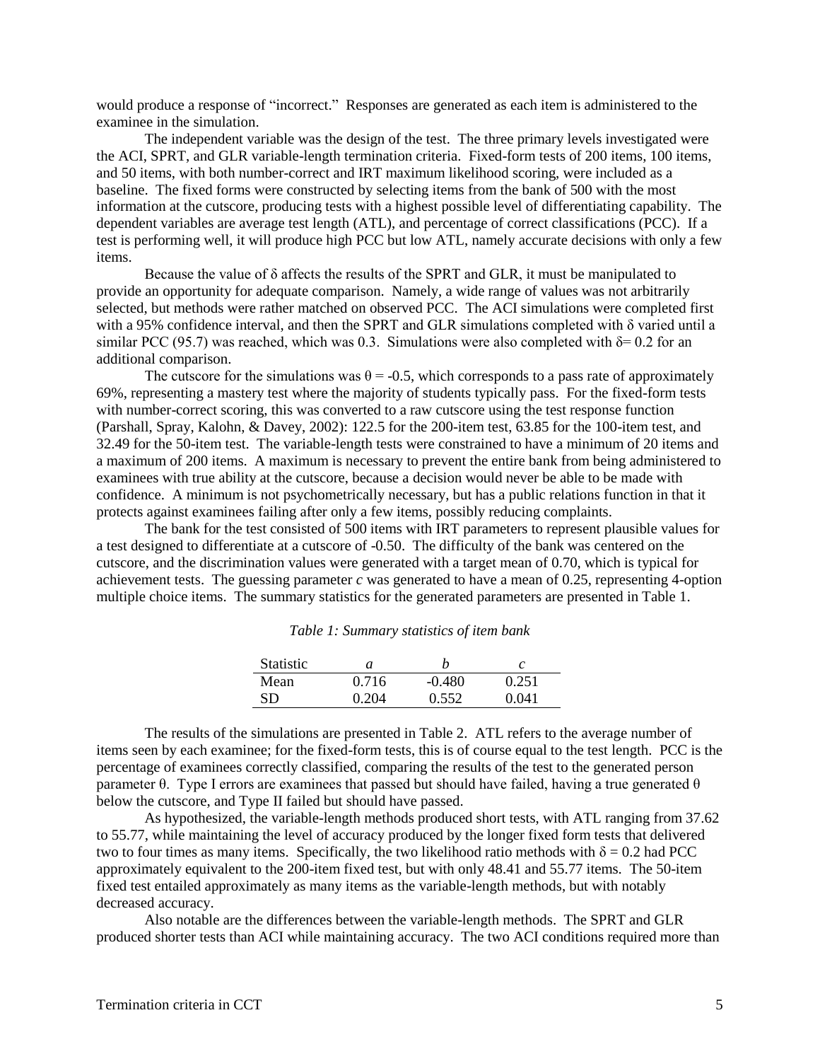would produce a response of "incorrect." Responses are generated as each item is administered to the examinee in the simulation.

The independent variable was the design of the test. The three primary levels investigated were the ACI, SPRT, and GLR variable-length termination criteria. Fixed-form tests of 200 items, 100 items, and 50 items, with both number-correct and IRT maximum likelihood scoring, were included as a baseline. The fixed forms were constructed by selecting items from the bank of 500 with the most information at the cutscore, producing tests with a highest possible level of differentiating capability. The dependent variables are average test length (ATL), and percentage of correct classifications (PCC). If a test is performing well, it will produce high PCC but low ATL, namely accurate decisions with only a few items.

Because the value of $\delta$ affects the results of the SPRT and GLR, it must be manipulated to provide an opportunity for adequate comparison. Namely, a wide range of values was not arbitrarily selected, but methods were rather matched on observed PCC. The ACI simulations were completed first with a 95% confidence interval, and then the SPRT and GLR simulations completed with $\delta$ varied until a similar PCC (95.7) was reached, which was 0.3. Simulations were also completed with $\delta = 0.2$ for an additional comparison.

The cutscore for the simulations was $\theta = -0.5$, which corresponds to a pass rate of approximately 69%, representing a mastery test where the majority of students typically pass. For the fixed-form tests with number-correct scoring, this was converted to a raw cutscore using the test response function (Parshall, Spray, Kalohn, & Davey, 2002): 122.5 for the 200-item test, 63.85 for the 100-item test, and 32.49 for the 50-item test. The variable-length tests were constrained to have a minimum of 20 items and a maximum of 200 items. A maximum is necessary to prevent the entire bank from being administered to examinees with true ability at the cutscore, because a decision would never be able to be made with confidence. A minimum is not psychometrically necessary, but has a public relations function in that it protects against examinees failing after only a few items, possibly reducing complaints.

The bank for the test consisted of 500 items with IRT parameters to represent plausible values for a test designed to differentiate at a cutscore of -0.50. The difficulty of the bank was centered on the cutscore, and the discrimination values were generated with a target mean of 0.70, which is typical for achievement tests. The guessing parameter $c$ was generated to have a mean of 0.25, representing 4-option multiple choice items. The summary statistics for the generated parameters are presented in Table 1.

*Table 1: Summary statistics of item bank*

| Statistic | $a$ | $b$ | $c$ |
|---|---|---|---|
| Mean | 0.716 | -0.480 | 0.251 |
| SD | 0.204 | 0.552 | 0.041 |

The results of the simulations are presented in Table 2. ATL refers to the average number of items seen by each examinee; for the fixed-form tests, this is of course equal to the test length. PCC is the percentage of examinees correctly classified, comparing the results of the test to the generated person parameter $\theta$. Type I errors are examinees that passed but should have failed, having a true generated $\theta$ below the cutscore, and Type II failed but should have passed.

As hypothesized, the variable-length methods produced short tests, with ATL ranging from 37.62 to 55.77, while maintaining the level of accuracy produced by the longer fixed form tests that delivered two to four times as many items. Specifically, the two likelihood ratio methods with $\delta = 0.2$ had PCC approximately equivalent to the 200-item fixed test, but with only 48.41 and 55.77 items. The 50-item fixed test entailed approximately as many items as the variable-length methods, but with notably decreased accuracy.

Also notable are the differences between the variable-length methods. The SPRT and GLR produced shorter tests than ACI while maintaining accuracy. The two ACI conditions required more than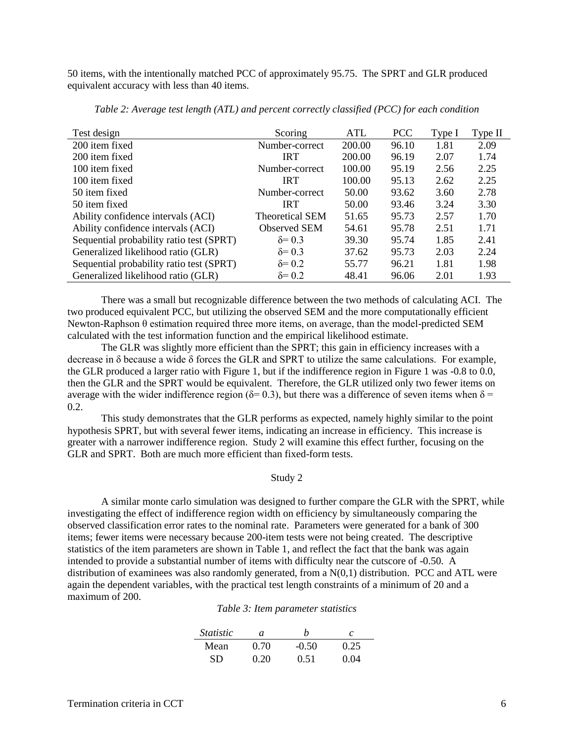50 items, with the intentionally matched PCC of approximately 95.75. The SPRT and GLR produced equivalent accuracy with less than 40 items.

*Table 2: Average test length (ATL) and percent correctly classified (PCC) for each condition*

| Test design | Scoring | ATL | PCC | Type I | Type II |
|---|---|---|---|---|---|
| 200 item fixed | Number-correct | 200.00 | 96.10 | 1.81 | 2.09 |
| 200 item fixed | IRT | 200.00 | 96.19 | 2.07 | 1.74 |
| 100 item fixed | Number-correct | 100.00 | 95.19 | 2.56 | 2.25 |
| 100 item fixed | IRT | 100.00 | 95.13 | 2.62 | 2.25 |
| 50 item fixed | Number-correct | 50.00 | 93.62 | 3.60 | 2.78 |
| 50 item fixed | IRT | 50.00 | 93.46 | 3.24 | 3.30 |
| Ability confidence intervals (ACI) | Theoretical SEM | 51.65 | 95.73 | 2.57 | 1.70 |
| Ability confidence intervals (ACI) | Observed SEM | 54.61 | 95.78 | 2.51 | 1.71 |
| Sequential probability ratio test (SPRT) | $\delta = 0.3$ | 39.30 | 95.74 | 1.85 | 2.41 |
| Generalized likelihood ratio (GLR) | $\delta = 0.3$ | 37.62 | 95.73 | 2.03 | 2.24 |
| Sequential probability ratio test (SPRT) | $\delta = 0.2$ | 55.77 | 96.21 | 1.81 | 1.98 |
| Generalized likelihood ratio (GLR) | $\delta = 0.2$ | 48.41 | 96.06 | 2.01 | 1.93 |

There was a small but recognizable difference between the two methods of calculating ACI. The two produced equivalent PCC, but utilizing the observed SEM and the more computationally efficient Newton-Raphson $\theta$ estimation required three more items, on average, than the model-predicted SEM calculated with the test information function and the empirical likelihood estimate.

The GLR was slightly more efficient than the SPRT; this gain in efficiency increases with a decrease in $\delta$ because a wide $\delta$ forces the GLR and SPRT to utilize the same calculations. For example, the GLR produced a larger ratio with Figure 1, but if the indifference region in Figure 1 was -0.8 to 0.0, then the GLR and the SPRT would be equivalent. Therefore, the GLR utilized only two fewer items on average with the wider indifference region ($\delta = 0.3$), but there was a difference of seven items when $\delta = 0.2$.

This study demonstrates that the GLR performs as expected, namely highly similar to the point hypothesis SPRT, but with several fewer items, indicating an increase in efficiency. This increase is greater with a narrower indifference region. Study 2 will examine this effect further, focusing on the GLR and SPRT. Both are much more efficient than fixed-form tests.

## Study 2

A similar monte carlo simulation was designed to further compare the GLR with the SPRT, while investigating the effect of indifference region width on efficiency by simultaneously comparing the observed classification error rates to the nominal rate. Parameters were generated for a bank of 300 items; fewer items were necessary because 200-item tests were not being created. The descriptive statistics of the item parameters are shown in Table 1, and reflect the fact that the bank was again intended to provide a substantial number of items with difficulty near the cutscore of -0.50. A distribution of examinees was also randomly generated, from a N(0,1) distribution. PCC and ATL were again the dependent variables, with the practical test length constraints of a minimum of 20 and a maximum of 200.

*Table 3: Item parameter statistics*

| *Statistic* | *a* | *b* | *c* |
|---|---|---|---|
| Mean | 0.70 | -0.50 | 0.25 |
| SD | 0.20 | 0.51 | 0.04 |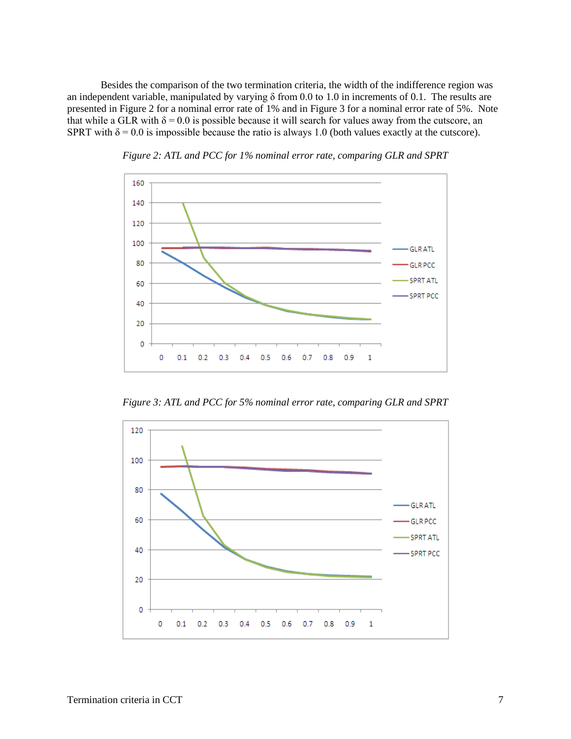Besides the comparison of the two termination criteria, the width of the indifference region was an independent variable, manipulated by varying $\delta$ from 0.0 to 1.0 in increments of 0.1. The results are presented in Figure 2 for a nominal error rate of 1% and in Figure 3 for a nominal error rate of 5%. Note that while a GLR with $\delta = 0.0$ is possible because it will search for values away from the cutscore, an SPRT with $\delta = 0.0$ is impossible because the ratio is always 1.0 (both values exactly at the cutscore).

*Figure 2: ATL and PCC for 1% nominal error rate, comparing GLR and SPRT*

*Figure 3: ATL and PCC for 5% nominal error rate, comparing GLR and SPRT*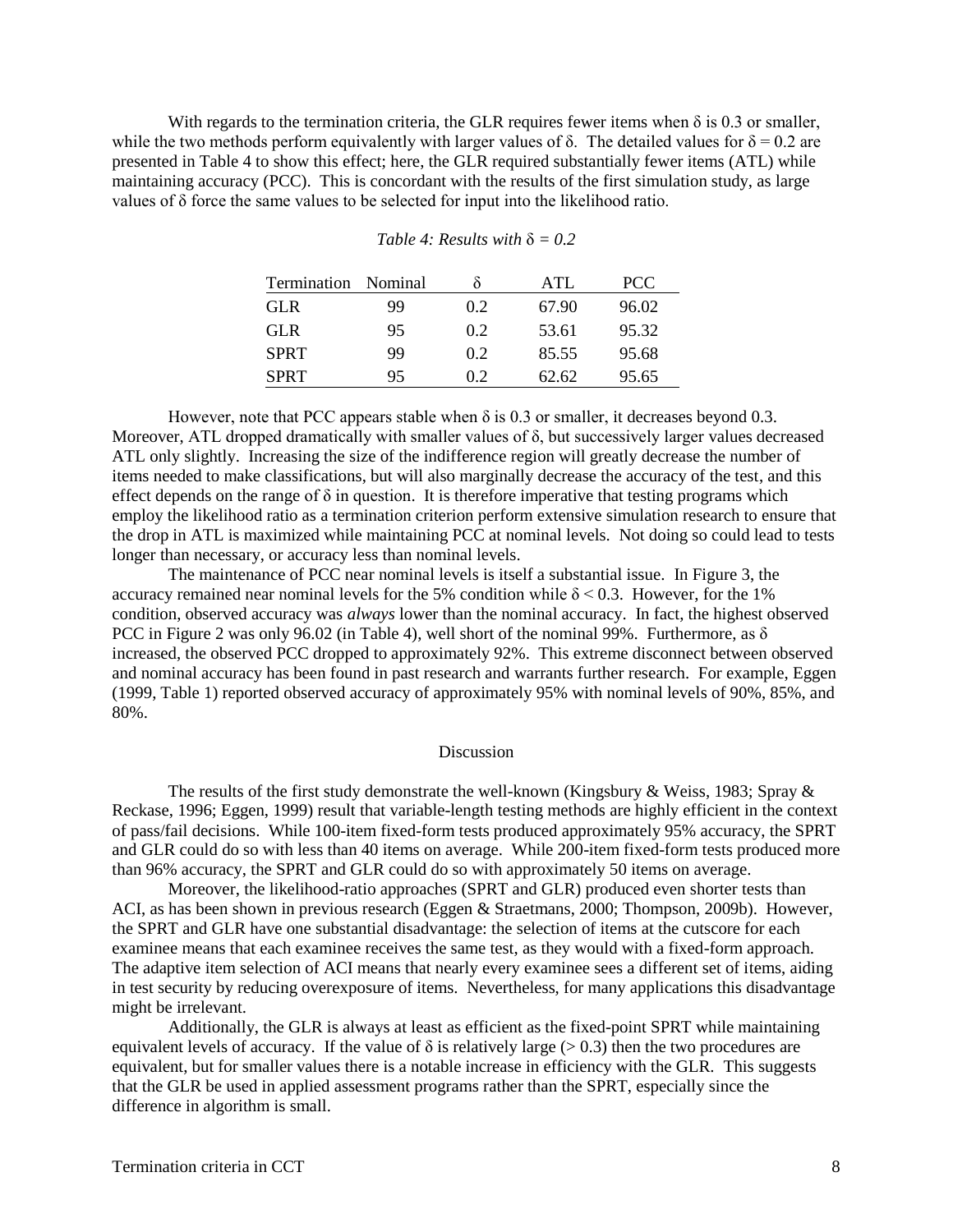With regards to the termination criteria, the GLR requires fewer items when $\delta$ is 0.3 or smaller, while the two methods perform equivalently with larger values of $\delta$. The detailed values for $\delta = 0.2$ are presented in Table 4 to show this effect; here, the GLR required substantially fewer items (ATL) while maintaining accuracy (PCC). This is concordant with the results of the first simulation study, as large values of $\delta$ force the same values to be selected for input into the likelihood ratio.

*Table 4: Results with $\delta = 0.2$*

| Termination | Nominal | $\delta$ | ATL | PCC |
|---|---|---|---|---|
| GLR | 99 | 0.2 | 67.90 | 96.02 |
| GLR | 95 | 0.2 | 53.61 | 95.32 |
| SPRT | 99 | 0.2 | 85.55 | 95.68 |
| SPRT | 95 | 0.2 | 62.62 | 95.65 |

However, note that PCC appears stable when $\delta$ is 0.3 or smaller, it decreases beyond 0.3. Moreover, ATL dropped dramatically with smaller values of $\delta$, but successively larger values decreased ATL only slightly. Increasing the size of the indifference region will greatly decrease the number of items needed to make classifications, but will also marginally decrease the accuracy of the test, and this effect depends on the range of $\delta$ in question. It is therefore imperative that testing programs which employ the likelihood ratio as a termination criterion perform extensive simulation research to ensure that the drop in ATL is maximized while maintaining PCC at nominal levels. Not doing so could lead to tests longer than necessary, or accuracy less than nominal levels.

The maintenance of PCC near nominal levels is itself a substantial issue. In Figure 3, the accuracy remained near nominal levels for the 5% condition while $\delta < 0.3$. However, for the 1% condition, observed accuracy was *always* lower than the nominal accuracy. In fact, the highest observed PCC in Figure 2 was only 96.02 (in Table 4), well short of the nominal 99%. Furthermore, as $\delta$ increased, the observed PCC dropped to approximately 92%. This extreme disconnect between observed and nominal accuracy has been found in past research and warrants further research. For example, Eggen (1999, Table 1) reported observed accuracy of approximately 95% with nominal levels of 90%, 85%, and 80%.

## Discussion

The results of the first study demonstrate the well-known (Kingsbury & Weiss, 1983; Spray & Reckase, 1996; Eggen, 1999) result that variable-length testing methods are highly efficient in the context of pass/fail decisions. While 100-item fixed-form tests produced approximately 95% accuracy, the SPRT and GLR could do so with less than 40 items on average. While 200-item fixed-form tests produced more than 96% accuracy, the SPRT and GLR could do so with approximately 50 items on average.

Moreover, the likelihood-ratio approaches (SPRT and GLR) produced even shorter tests than ACI, as has been shown in previous research (Eggen & Straetmans, 2000; Thompson, 2009b). However, the SPRT and GLR have one substantial disadvantage: the selection of items at the cutscore for each examinee means that each examinee receives the same test, as they would with a fixed-form approach. The adaptive item selection of ACI means that nearly every examinee sees a different set of items, aiding in test security by reducing overexposure of items. Nevertheless, for many applications this disadvantage might be irrelevant.

Additionally, the GLR is always at least as efficient as the fixed-point SPRT while maintaining equivalent levels of accuracy. If the value of $\delta$ is relatively large ($> 0.3$) then the two procedures are equivalent, but for smaller values there is a notable increase in efficiency with the GLR. This suggests that the GLR be used in applied assessment programs rather than the SPRT, especially since the difference in algorithm is small.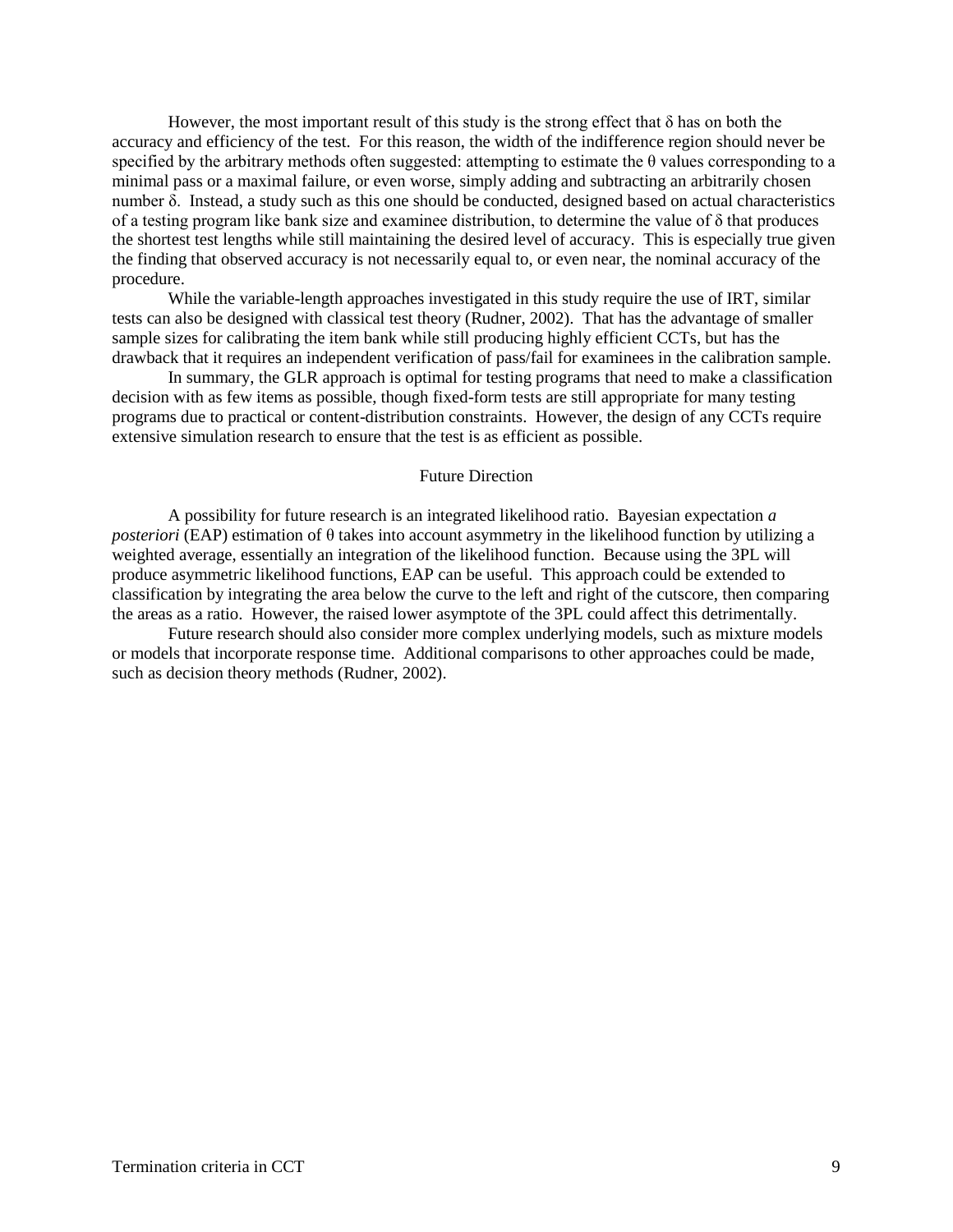However, the most important result of this study is the strong effect that $\delta$ has on both the accuracy and efficiency of the test. For this reason, the width of the indifference region should never be specified by the arbitrary methods often suggested: attempting to estimate the $\theta$ values corresponding to a minimal pass or a maximal failure, or even worse, simply adding and subtracting an arbitrarily chosen number $\delta$. Instead, a study such as this one should be conducted, designed based on actual characteristics of a testing program like bank size and examinee distribution, to determine the value of $\delta$ that produces the shortest test lengths while still maintaining the desired level of accuracy. This is especially true given the finding that observed accuracy is not necessarily equal to, or even near, the nominal accuracy of the procedure.

While the variable-length approaches investigated in this study require the use of IRT, similar tests can also be designed with classical test theory (Rudner, 2002). That has the advantage of smaller sample sizes for calibrating the item bank while still producing highly efficient CCTs, but has the drawback that it requires an independent verification of pass/fail for examinees in the calibration sample.

In summary, the GLR approach is optimal for testing programs that need to make a classification decision with as few items as possible, though fixed-form tests are still appropriate for many testing programs due to practical or content-distribution constraints. However, the design of any CCTs require extensive simulation research to ensure that the test is as efficient as possible.

## Future Direction

A possibility for future research is an integrated likelihood ratio. Bayesian expectation *a posteriori* (EAP) estimation of $\theta$ takes into account asymmetry in the likelihood function by utilizing a weighted average, essentially an integration of the likelihood function. Because using the 3PL will produce asymmetric likelihood functions, EAP can be useful. This approach could be extended to classification by integrating the area below the curve to the left and right of the cutscore, then comparing the areas as a ratio. However, the raised lower asymptote of the 3PL could affect this detrimentally.

Future research should also consider more complex underlying models, such as mixture models or models that incorporate response time. Additional comparisons to other approaches could be made, such as decision theory methods (Rudner, 2002).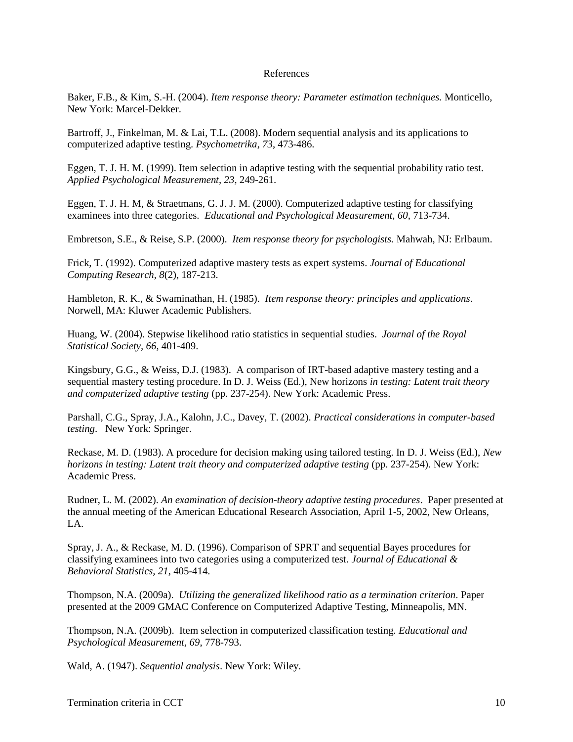# References

Baker, F.B., & Kim, S.-H. (2004). *Item response theory: Parameter estimation techniques.* Monticello, New York: Marcel-Dekker.

Bartroff, J., Finkelman, M. & Lai, T.L. (2008). Modern sequential analysis and its applications to computerized adaptive testing. *Psychometrika*, *73*, 473-486.

Eggen, T. J. H. M. (1999). Item selection in adaptive testing with the sequential probability ratio test. *Applied Psychological Measurement, 23*, 249-261.

Eggen, T. J. H. M, & Straetmans, G. J. J. M. (2000). Computerized adaptive testing for classifying examinees into three categories. *Educational and Psychological Measurement, 60*, 713-734.

Embretson, S.E., & Reise, S.P. (2000). *Item response theory for psychologists.* Mahwah, NJ: Erlbaum.

Frick, T. (1992). Computerized adaptive mastery tests as expert systems. *Journal of Educational Computing Research, 8*(2), 187-213.

Hambleton, R. K., & Swaminathan, H. (1985). *Item response theory: principles and applications*. Norwell, MA: Kluwer Academic Publishers.

Huang, W. (2004). Stepwise likelihood ratio statistics in sequential studies. *Journal of the Royal Statistical Society, 66,* 401-409.

Kingsbury, G.G., & Weiss, D.J. (1983). A comparison of IRT-based adaptive mastery testing and a sequential mastery testing procedure. In D. J. Weiss (Ed.), New horizons *in testing: Latent trait theory and computerized adaptive testing* (pp. 237-254). New York: Academic Press.

Parshall, C.G., Spray, J.A., Kalohn, J.C., Davey, T. (2002). *Practical considerations in computer-based testing*. New York: Springer.

Reckase, M. D. (1983). A procedure for decision making using tailored testing. In D. J. Weiss (Ed.), *New horizons in testing: Latent trait theory and computerized adaptive testing* (pp. 237-254). New York: Academic Press.

Rudner, L. M. (2002). *An examination of decision-theory adaptive testing procedures*. Paper presented at the annual meeting of the American Educational Research Association, April 1-5, 2002, New Orleans, LA.

Spray, J. A., & Reckase, M. D. (1996). Comparison of SPRT and sequential Bayes procedures for classifying examinees into two categories using a computerized test. *Journal of Educational & Behavioral Statistics, 21*, 405-414.

Thompson, N.A. (2009a). *Utilizing the generalized likelihood ratio as a termination criterion*. Paper presented at the 2009 GMAC Conference on Computerized Adaptive Testing, Minneapolis, MN.

Thompson, N.A. (2009b). Item selection in computerized classification testing. *Educational and Psychological Measurement, 69*, 778-793.

Wald, A. (1947). *Sequential analysis*. New York: Wiley.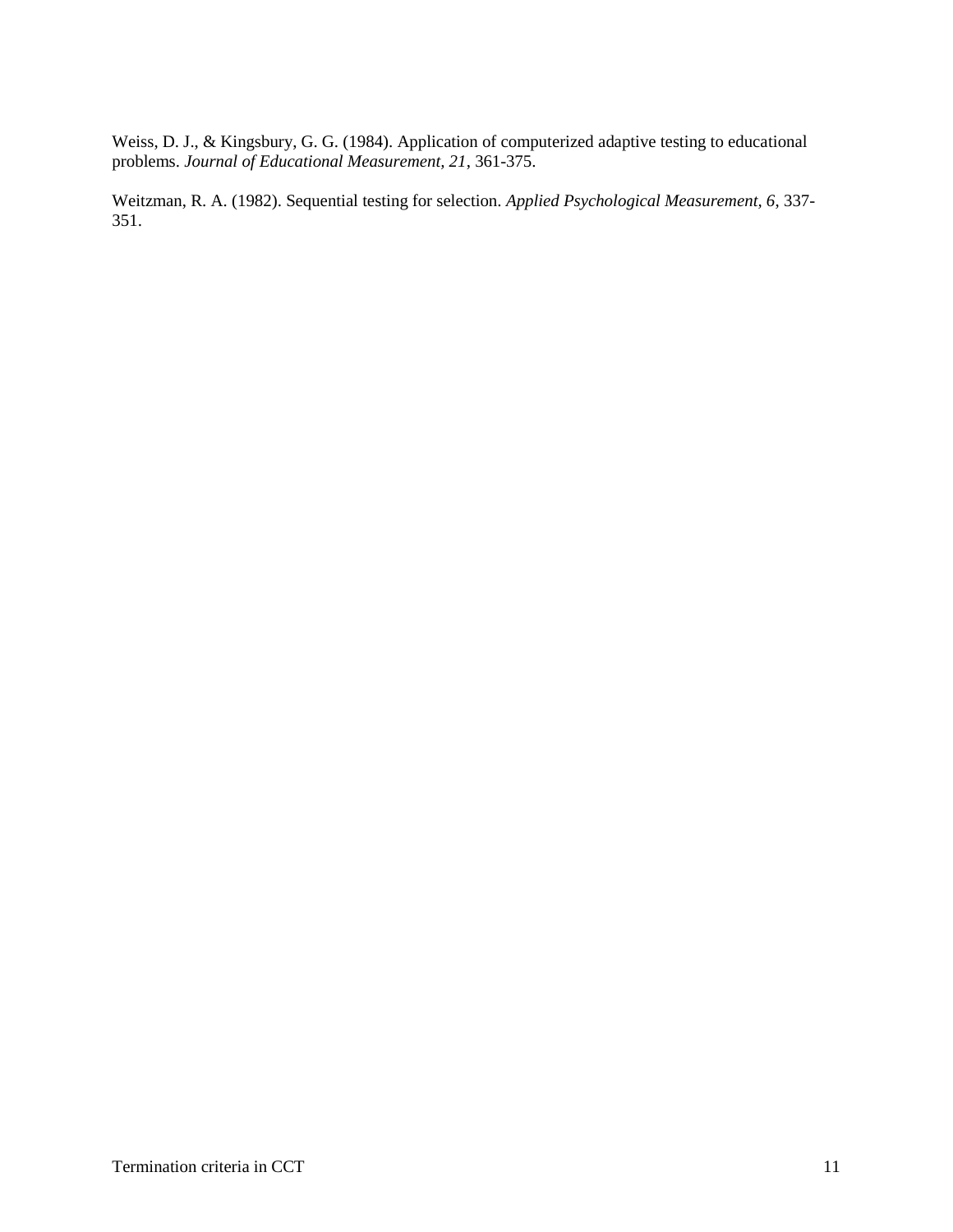Weiss, D. J., & Kingsbury, G. G. (1984). Application of computerized adaptive testing to educational problems. *Journal of Educational Measurement, 21*, 361-375.

Weitzman, R. A. (1982). Sequential testing for selection. *Applied Psychological Measurement, 6*, 337-351.